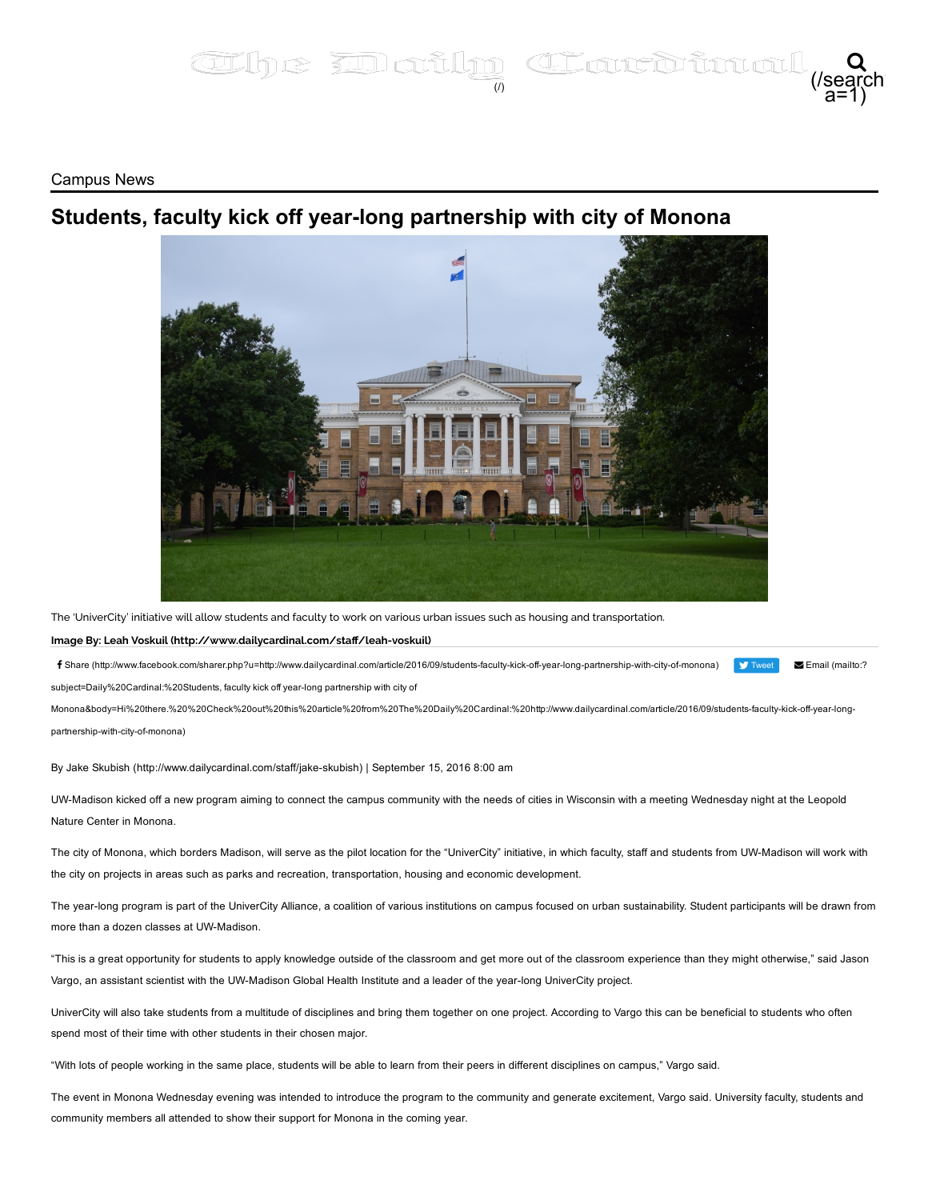Campus News

# Students, faculty kick off year-long partnership with city of Monona

The 'UniverCity' initiative will allow students and faculty to work on various urban issues such as housing and transportation.

**Image By: Leah Voskuil (http://www.dailycardinal.com/staff/leah-voskuil)**

By Jake Skubish (http://www.dailycardinal.com/staff/jake-skubish) | September 15, 2016 8:00 am

UW-Madison kicked off a new program aiming to connect the campus community with the needs of cities in Wisconsin with a meeting Wednesday night at the Leopold Nature Center in Monona.

The city of Monona, which borders Madison, will serve as the pilot location for the "UniverCity" initiative, in which faculty, staff and students from UW-Madison will work with the city on projects in areas such as parks and recreation, transportation, housing and economic development.

The year-long program is part of the UniverCity Alliance, a coalition of various institutions on campus focused on urban sustainability. Student participants will be drawn from more than a dozen classes at UW-Madison.

"This is a great opportunity for students to apply knowledge outside of the classroom and get more out of the classroom experience than they might otherwise," said Jason Vargo, an assistant scientist with the UW-Madison Global Health Institute and a leader of the year-long UniverCity project.

UniverCity will also take students from a multitude of disciplines and bring them together on one project. According to Vargo this can be beneficial to students who often spend most of their time with other students in their chosen major.

"With lots of people working in the same place, students will be able to learn from their peers in different disciplines on campus," Vargo said.

The event in Monona Wednesday evening was intended to introduce the program to the community and generate excitement, Vargo said. University faculty, students and community members all attended to show their support for Monona in the coming year.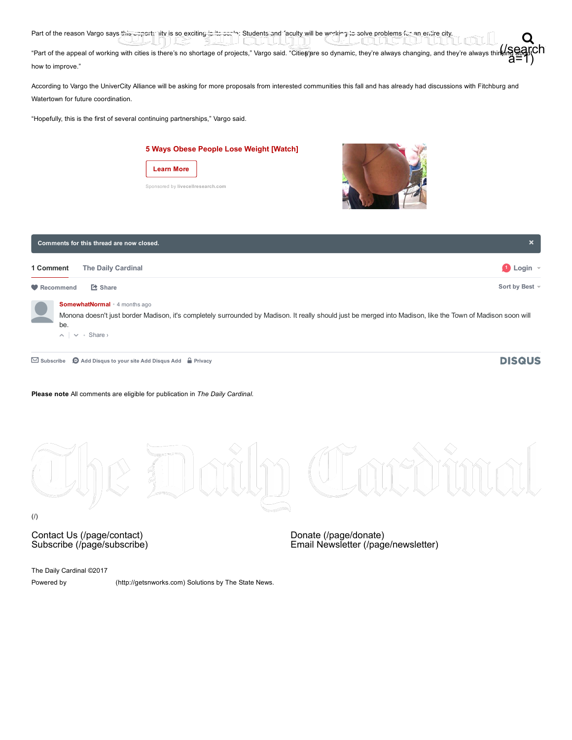Part of the reason Vargo says this opportunity is so exciting is its scale: Students and faculty will be working to solve problems for an entire city.

"Part of the appeal of working with cities is there's no shortage of projects," Vargo said. "Cities are so dynamic, they're always changing, and they're always thinking about how to improve."

According to Vargo the UniverCity Alliance will be asking for more proposals from interested communities this fall and has already had discussions with Fitchburg and Watertown for future coordination.

"Hopefully, this is the first of several continuing partnerships," Vargo said.

5 Ways Obese People Lose Weight [Watch]

Learn More

Sponsored by livecellresearch.com

Comments for this thread are now closed.

1 Comment The Daily Cardinal Login

Recommend Share Sort by Best

**SomewhatNormal** • 4 months ago

Monona doesn't just border Madison, it's completely surrounded by Madison. It really should just be merged into Madison, like the Town of Madison soon will be.

Share ›

Subscribe Add Disqus to your site Add Disqus Add Privacy DISQUS

**Please note** All comments are eligible for publication in *The Daily Cardinal*.

(/)

Contact Us (/page/contact)
Subscribe (/page/subscribe)

Donate (/page/donate)
Email Newsletter (/page/newsletter)

The Daily Cardinal ©2017

Powered by (http://getsnworks.com) Solutions by The State News.